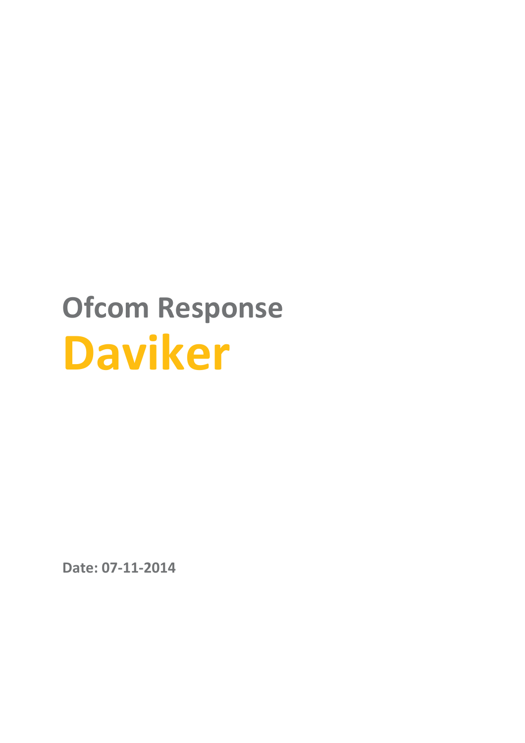# Ofcom Response

# Daviker

**Date: 07-11-2014**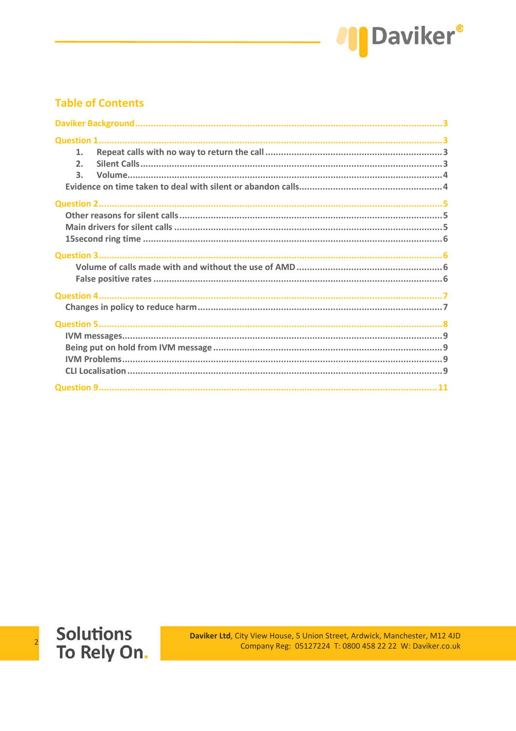## Table of Contents

Daviker Background .......... 3

Question 1 .......... 3

1. Repeat calls with no way to return the call .......... 3
2. Silent Calls .......... 3
3. Volume .......... 4

Evidence on time taken to deal with silent or abandon calls .......... 4

Question 2 .......... 5

Other reasons for silent calls .......... 5

Main drivers for silent calls .......... 5

15second ring time .......... 6

Question 3 .......... 6

Volume of calls made with and without the use of AMD .......... 6

False positive rates .......... 6

Question 4 .......... 7

Changes in policy to reduce harm .......... 7

Question 5 .......... 8

IVM messages .......... 9

Being put on hold from IVM message .......... 9

IVM Problems .......... 9

CLI Localisation .......... 9

Question 9 .......... 11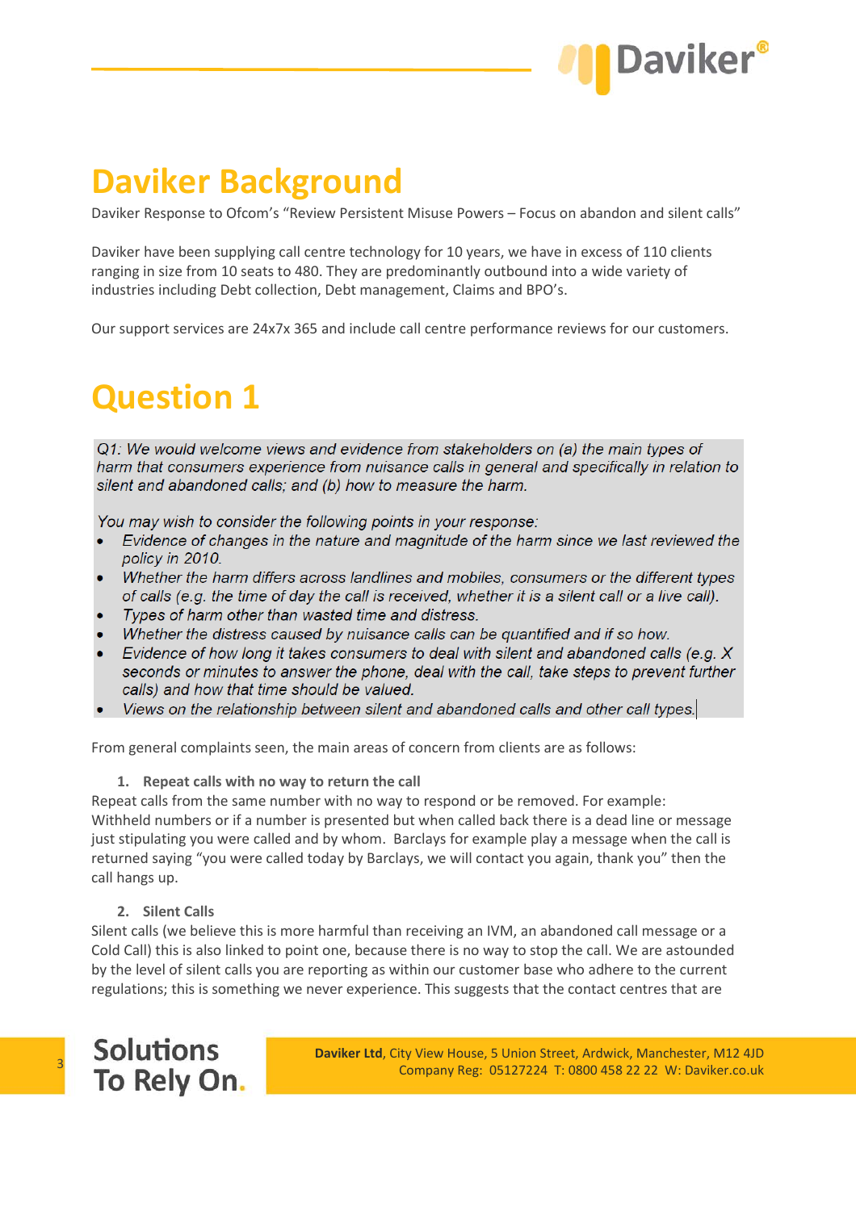# Daviker Background

Daviker Response to Ofcom's "Review Persistent Misuse Powers – Focus on abandon and silent calls"

Daviker have been supplying call centre technology for 10 years, we have in excess of 110 clients ranging in size from 10 seats to 480. They are predominantly outbound into a wide variety of industries including Debt collection, Debt management, Claims and BPO's.

Our support services are 24x7x 365 and include call centre performance reviews for our customers.

# Question 1

*Q1: We would welcome views and evidence from stakeholders on (a) the main types of harm that consumers experience from nuisance calls in general and specifically in relation to silent and abandoned calls; and (b) how to measure the harm.*

*You may wish to consider the following points in your response:*

- *Evidence of changes in the nature and magnitude of the harm since we last reviewed the policy in 2010.*
- *Whether the harm differs across landlines and mobiles, consumers or the different types of calls (e.g. the time of day the call is received, whether it is a silent call or a live call).*
- *Types of harm other than wasted time and distress.*
- *Whether the distress caused by nuisance calls can be quantified and if so how.*
- *Evidence of how long it takes consumers to deal with silent and abandoned calls (e.g. X seconds or minutes to answer the phone, deal with the call, take steps to prevent further calls) and how that time should be valued.*
- *Views on the relationship between silent and abandoned calls and other call types.*

From general complaints seen, the main areas of concern from clients are as follows:

1. **Repeat calls with no way to return the call**

Repeat calls from the same number with no way to respond or be removed. For example: Withheld numbers or if a number is presented but when called back there is a dead line or message just stipulating you were called and by whom. Barclays for example play a message when the call is returned saying "you were called today by Barclays, we will contact you again, thank you" then the call hangs up.

2. **Silent Calls**

Silent calls (we believe this is more harmful than receiving an IVM, an abandoned call message or a Cold Call) this is also linked to point one, because there is no way to stop the call. We are astounded by the level of silent calls you are reporting as within our customer base who adhere to the current regulations; this is something we never experience. This suggests that the contact centres that are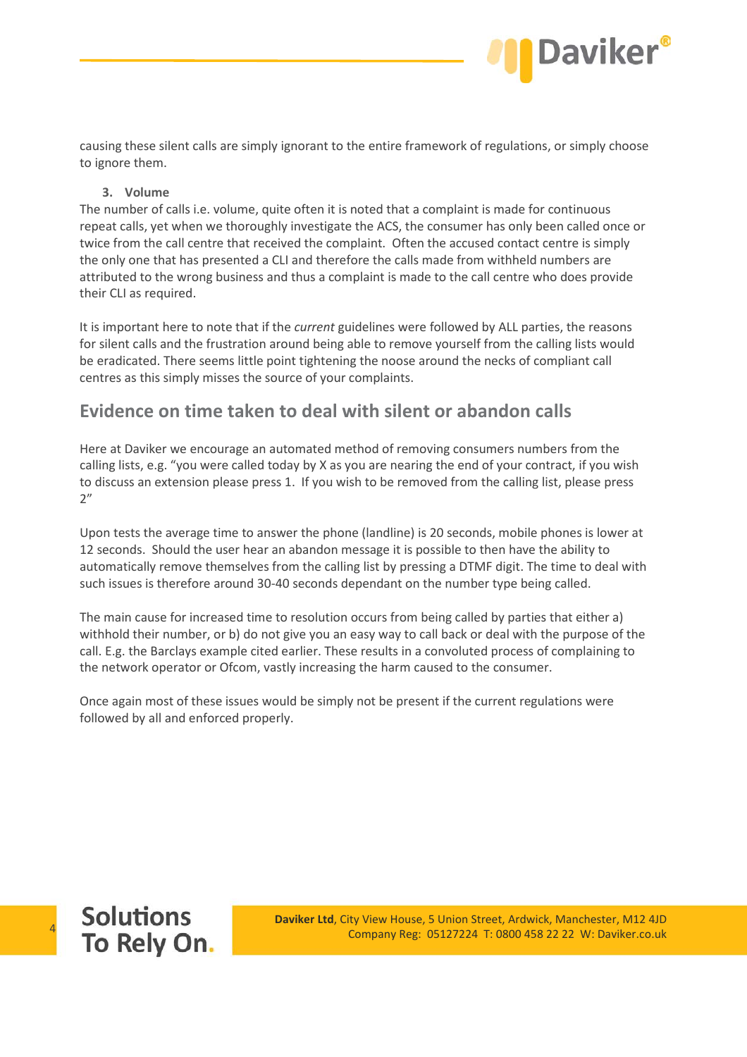causing these silent calls are simply ignorant to the entire framework of regulations, or simply choose to ignore them.

3. **Volume**

The number of calls i.e. volume, quite often it is noted that a complaint is made for continuous repeat calls, yet when we thoroughly investigate the ACS, the consumer has only been called once or twice from the call centre that received the complaint. Often the accused contact centre is simply the only one that has presented a CLI and therefore the calls made from withheld numbers are attributed to the wrong business and thus a complaint is made to the call centre who does provide their CLI as required.

It is important here to note that if the *current* guidelines were followed by ALL parties, the reasons for silent calls and the frustration around being able to remove yourself from the calling lists would be eradicated. There seems little point tightening the noose around the necks of compliant call centres as this simply misses the source of your complaints.

## Evidence on time taken to deal with silent or abandon calls

Here at Daviker we encourage an automated method of removing consumers numbers from the calling lists, e.g. "you were called today by X as you are nearing the end of your contract, if you wish to discuss an extension please press 1. If you wish to be removed from the calling list, please press 2"

Upon tests the average time to answer the phone (landline) is 20 seconds, mobile phones is lower at 12 seconds. Should the user hear an abandon message it is possible to then have the ability to automatically remove themselves from the calling list by pressing a DTMF digit. The time to deal with such issues is therefore around 30-40 seconds dependant on the number type being called.

The main cause for increased time to resolution occurs from being called by parties that either a) withhold their number, or b) do not give you an easy way to call back or deal with the purpose of the call. E.g. the Barclays example cited earlier. These results in a convoluted process of complaining to the network operator or Ofcom, vastly increasing the harm caused to the consumer.

Once again most of these issues would be simply not be present if the current regulations were followed by all and enforced properly.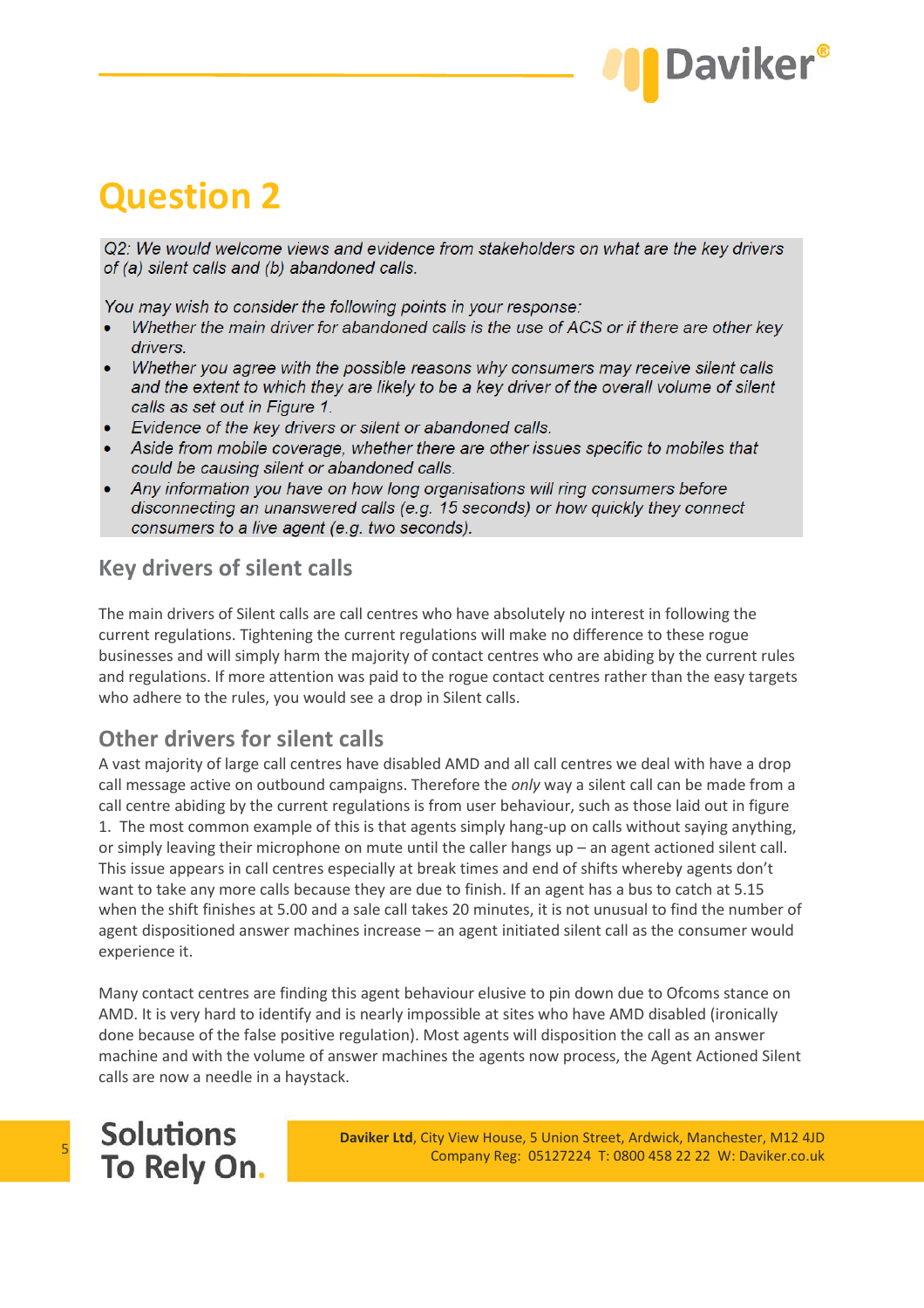# Question 2

*Q2: We would welcome views and evidence from stakeholders on what are the key drivers of (a) silent calls and (b) abandoned calls.*

*You may wish to consider the following points in your response:*

- *Whether the main driver for abandoned calls is the use of ACS or if there are other key drivers.*
- *Whether you agree with the possible reasons why consumers may receive silent calls and the extent to which they are likely to be a key driver of the overall volume of silent calls as set out in Figure 1.*
- *Evidence of the key drivers or silent or abandoned calls.*
- *Aside from mobile coverage, whether there are other issues specific to mobiles that could be causing silent or abandoned calls.*
- *Any information you have on how long organisations will ring consumers before disconnecting an unanswered calls (e.g. 15 seconds) or how quickly they connect consumers to a live agent (e.g. two seconds).*

## Key drivers of silent calls

The main drivers of Silent calls are call centres who have absolutely no interest in following the current regulations. Tightening the current regulations will make no difference to these rogue businesses and will simply harm the majority of contact centres who are abiding by the current rules and regulations. If more attention was paid to the rogue contact centres rather than the easy targets who adhere to the rules, you would see a drop in Silent calls.

## Other drivers for silent calls

A vast majority of large call centres have disabled AMD and all call centres we deal with have a drop call message active on outbound campaigns. Therefore the *only* way a silent call can be made from a call centre abiding by the current regulations is from user behaviour, such as those laid out in figure 1. The most common example of this is that agents simply hang-up on calls without saying anything, or simply leaving their microphone on mute until the caller hangs up – an agent actioned silent call. This issue appears in call centres especially at break times and end of shifts whereby agents don't want to take any more calls because they are due to finish. If an agent has a bus to catch at 5.15 when the shift finishes at 5.00 and a sale call takes 20 minutes, it is not unusual to find the number of agent dispositioned answer machines increase – an agent initiated silent call as the consumer would experience it.

Many contact centres are finding this agent behaviour elusive to pin down due to Ofcoms stance on AMD. It is very hard to identify and is nearly impossible at sites who have AMD disabled (ironically done because of the false positive regulation). Most agents will disposition the call as an answer machine and with the volume of answer machines the agents now process, the Agent Actioned Silent calls are now a needle in a haystack.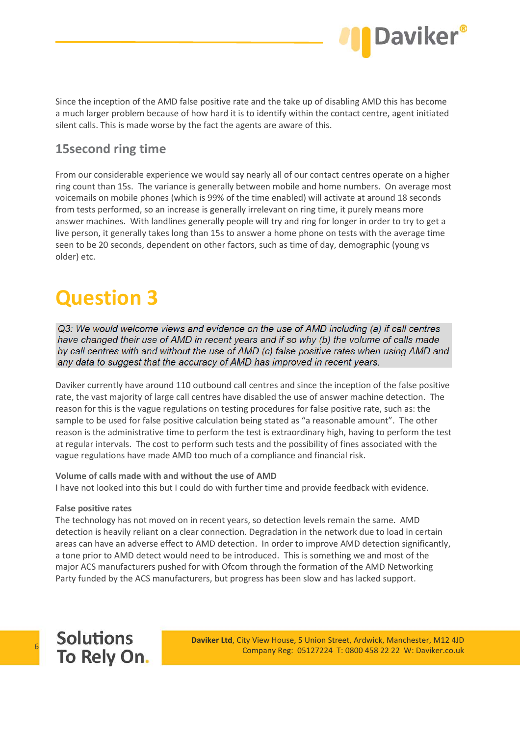Since the inception of the AMD false positive rate and the take up of disabling AMD this has become a much larger problem because of how hard it is to identify within the contact centre, agent initiated silent calls. This is made worse by the fact the agents are aware of this.

## 15second ring time

From our considerable experience we would say nearly all of our contact centres operate on a higher ring count than 15s. The variance is generally between mobile and home numbers. On average most voicemails on mobile phones (which is 99% of the time enabled) will activate at around 18 seconds from tests performed, so an increase is generally irrelevant on ring time, it purely means more answer machines. With landlines generally people will try and ring for longer in order to try to get a live person, it generally takes long than 15s to answer a home phone on tests with the average time seen to be 20 seconds, dependent on other factors, such as time of day, demographic (young vs older) etc.

# Question 3

*Q3: We would welcome views and evidence on the use of AMD including (a) if call centres have changed their use of AMD in recent years and if so why (b) the volume of calls made by call centres with and without the use of AMD (c) false positive rates when using AMD and any data to suggest that the accuracy of AMD has improved in recent years.*

Daviker currently have around 110 outbound call centres and since the inception of the false positive rate, the vast majority of large call centres have disabled the use of answer machine detection. The reason for this is the vague regulations on testing procedures for false positive rate, such as: the sample to be used for false positive calculation being stated as "a reasonable amount". The other reason is the administrative time to perform the test is extraordinary high, having to perform the test at regular intervals. The cost to perform such tests and the possibility of fines associated with the vague regulations have made AMD too much of a compliance and financial risk.

**Volume of calls made with and without the use of AMD**
I have not looked into this but I could do with further time and provide feedback with evidence.

**False positive rates**
The technology has not moved on in recent years, so detection levels remain the same. AMD detection is heavily reliant on a clear connection. Degradation in the network due to load in certain areas can have an adverse effect to AMD detection. In order to improve AMD detection significantly, a tone prior to AMD detect would need to be introduced. This is something we and most of the major ACS manufacturers pushed for with Ofcom through the formation of the AMD Networking Party funded by the ACS manufacturers, but progress has been slow and has lacked support.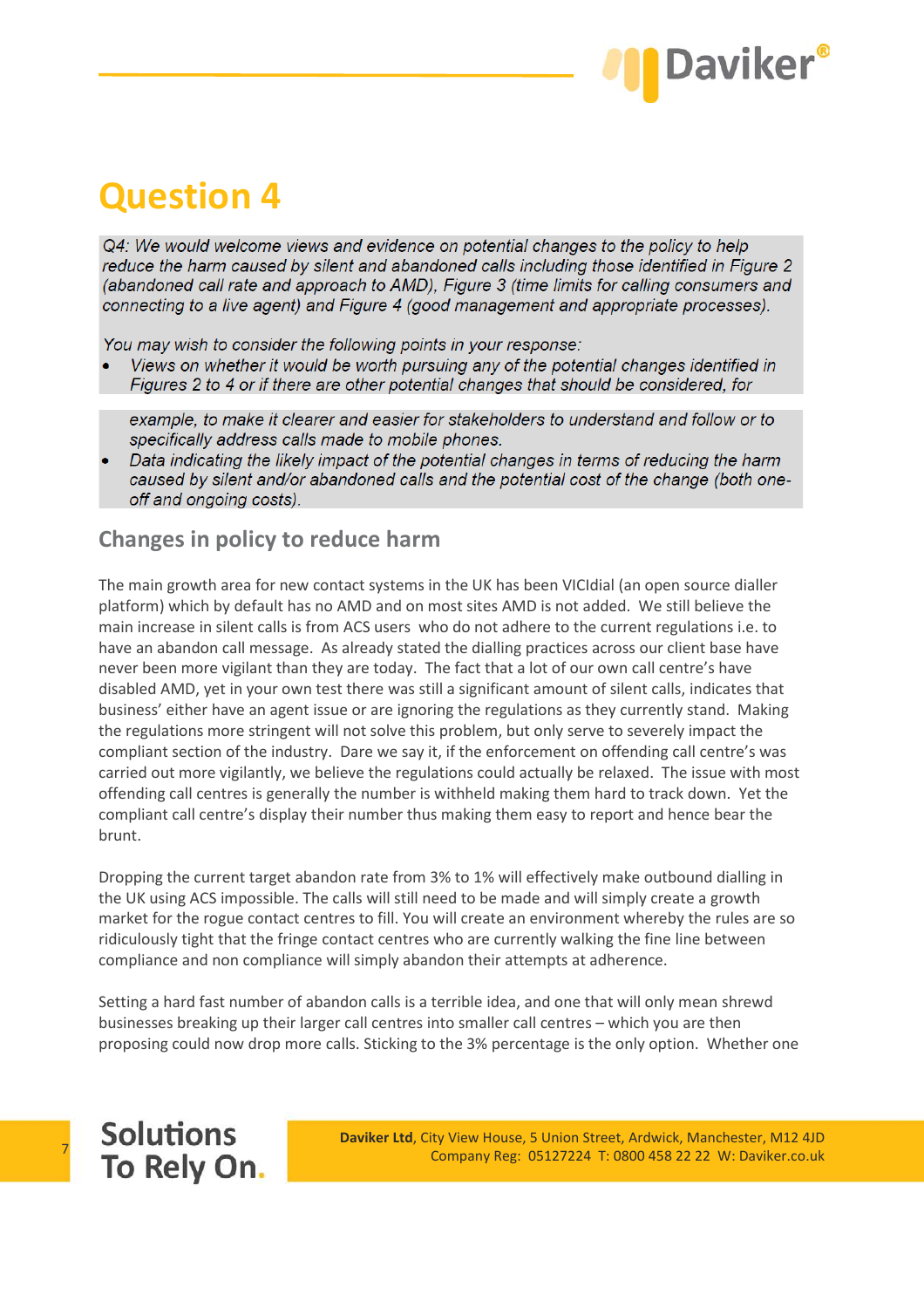# Question 4

*Q4: We would welcome views and evidence on potential changes to the policy to help reduce the harm caused by silent and abandoned calls including those identified in Figure 2 (abandoned call rate and approach to AMD), Figure 3 (time limits for calling consumers and connecting to a live agent) and Figure 4 (good management and appropriate processes).*

*You may wish to consider the following points in your response:*

- *Views on whether it would be worth pursuing any of the potential changes identified in Figures 2 to 4 or if there are other potential changes that should be considered, for example, to make it clearer and easier for stakeholders to understand and follow or to specifically address calls made to mobile phones.*
- *Data indicating the likely impact of the potential changes in terms of reducing the harm caused by silent and/or abandoned calls and the potential cost of the change (both one-off and ongoing costs).*

## Changes in policy to reduce harm

The main growth area for new contact systems in the UK has been VICIdial (an open source dialler platform) which by default has no AMD and on most sites AMD is not added. We still believe the main increase in silent calls is from ACS users who do not adhere to the current regulations i.e. to have an abandon call message. As already stated the dialling practices across our client base have never been more vigilant than they are today. The fact that a lot of our own call centre's have disabled AMD, yet in your own test there was still a significant amount of silent calls, indicates that business' either have an agent issue or are ignoring the regulations as they currently stand. Making the regulations more stringent will not solve this problem, but only serve to severely impact the compliant section of the industry. Dare we say it, if the enforcement on offending call centre's was carried out more vigilantly, we believe the regulations could actually be relaxed. The issue with most offending call centres is generally the number is withheld making them hard to track down. Yet the compliant call centre's display their number thus making them easy to report and hence bear the brunt.

Dropping the current target abandon rate from 3% to 1% will effectively make outbound dialling in the UK using ACS impossible. The calls will still need to be made and will simply create a growth market for the rogue contact centres to fill. You will create an environment whereby the rules are so ridiculously tight that the fringe contact centres who are currently walking the fine line between compliance and non compliance will simply abandon their attempts at adherence.

Setting a hard fast number of abandon calls is a terrible idea, and one that will only mean shrewd businesses breaking up their larger call centres into smaller call centres – which you are then proposing could now drop more calls. Sticking to the 3% percentage is the only option. Whether one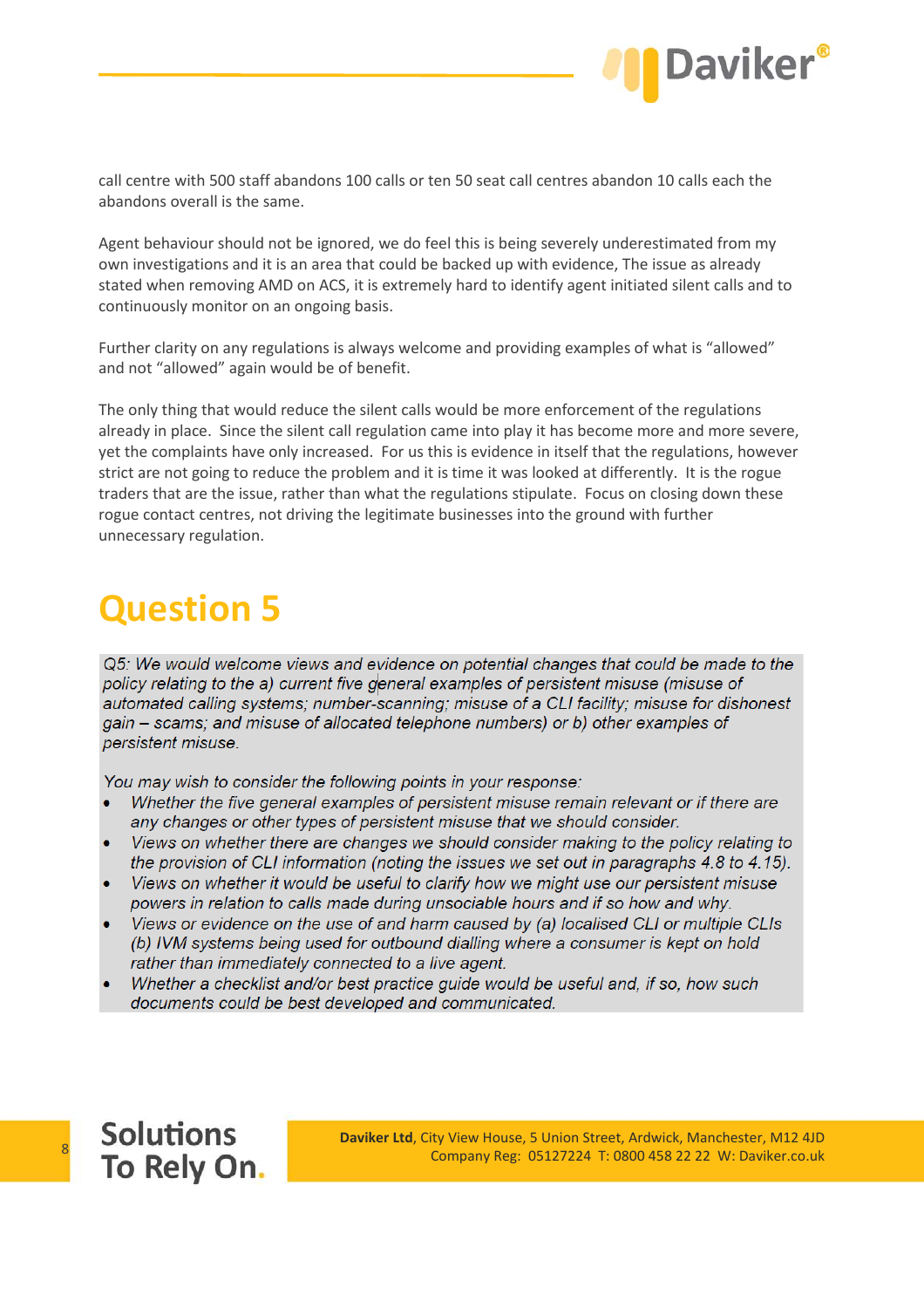call centre with 500 staff abandons 100 calls or ten 50 seat call centres abandon 10 calls each the abandons overall is the same.

Agent behaviour should not be ignored, we do feel this is being severely underestimated from my own investigations and it is an area that could be backed up with evidence, The issue as already stated when removing AMD on ACS, it is extremely hard to identify agent initiated silent calls and to continuously monitor on an ongoing basis.

Further clarity on any regulations is always welcome and providing examples of what is “allowed” and not “allowed” again would be of benefit.

The only thing that would reduce the silent calls would be more enforcement of the regulations already in place. Since the silent call regulation came into play it has become more and more severe, yet the complaints have only increased. For us this is evidence in itself that the regulations, however strict are not going to reduce the problem and it is time it was looked at differently. It is the rogue traders that are the issue, rather than what the regulations stipulate. Focus on closing down these rogue contact centres, not driving the legitimate businesses into the ground with further unnecessary regulation.

# Question 5

*Q5: We would welcome views and evidence on potential changes that could be made to the policy relating to the a) current five general examples of persistent misuse (misuse of automated calling systems; number-scanning; misuse of a CLI facility; misuse for dishonest gain – scams; and misuse of allocated telephone numbers) or b) other examples of persistent misuse.*

*You may wish to consider the following points in your response:*

- *Whether the five general examples of persistent misuse remain relevant or if there are any changes or other types of persistent misuse that we should consider.*
- *Views on whether there are changes we should consider making to the policy relating to the provision of CLI information (noting the issues we set out in paragraphs 4.8 to 4.15).*
- *Views on whether it would be useful to clarify how we might use our persistent misuse powers in relation to calls made during unsociable hours and if so how and why.*
- *Views or evidence on the use of and harm caused by (a) localised CLI or multiple CLIs (b) IVM systems being used for outbound dialling where a consumer is kept on hold rather than immediately connected to a live agent.*
- *Whether a checklist and/or best practice guide would be useful and, if so, how such documents could be best developed and communicated.*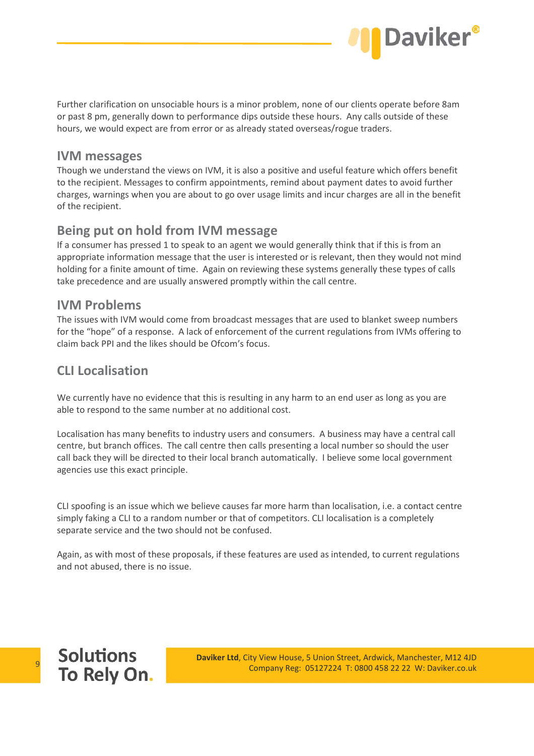Further clarification on unsociable hours is a minor problem, none of our clients operate before 8am or past 8 pm, generally down to performance dips outside these hours. Any calls outside of these hours, we would expect are from error or as already stated overseas/rogue traders.

## IVM messages

Though we understand the views on IVM, it is also a positive and useful feature which offers benefit to the recipient. Messages to confirm appointments, remind about payment dates to avoid further charges, warnings when you are about to go over usage limits and incur charges are all in the benefit of the recipient.

## Being put on hold from IVM message

If a consumer has pressed 1 to speak to an agent we would generally think that if this is from an appropriate information message that the user is interested or is relevant, then they would not mind holding for a finite amount of time. Again on reviewing these systems generally these types of calls take precedence and are usually answered promptly within the call centre.

## IVM Problems

The issues with IVM would come from broadcast messages that are used to blanket sweep numbers for the "hope" of a response. A lack of enforcement of the current regulations from IVMs offering to claim back PPI and the likes should be Ofcom's focus.

## CLI Localisation

We currently have no evidence that this is resulting in any harm to an end user as long as you are able to respond to the same number at no additional cost.

Localisation has many benefits to industry users and consumers. A business may have a central call centre, but branch offices. The call centre then calls presenting a local number so should the user call back they will be directed to their local branch automatically. I believe some local government agencies use this exact principle.

CLI spoofing is an issue which we believe causes far more harm than localisation, i.e. a contact centre simply faking a CLI to a random number or that of competitors. CLI localisation is a completely separate service and the two should not be confused.

Again, as with most of these proposals, if these features are used as intended, to current regulations and not abused, there is no issue.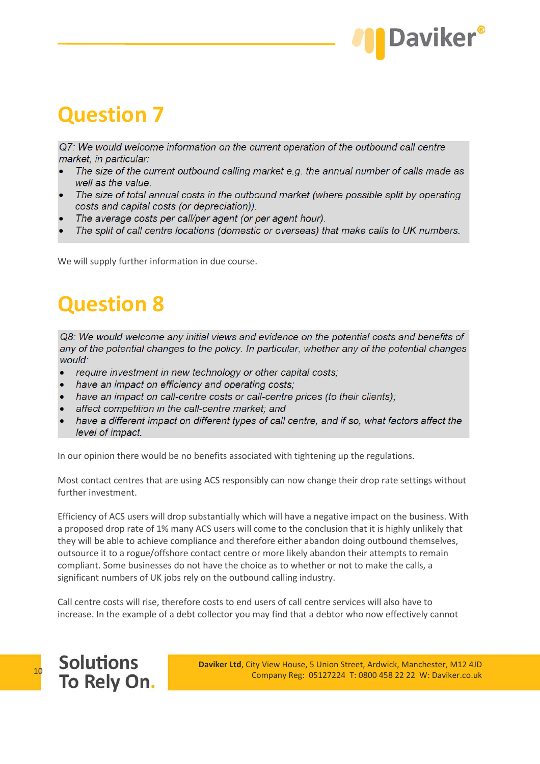# Question 7

*Q7: We would welcome information on the current operation of the outbound call centre market, in particular:*

- *The size of the current outbound calling market e.g. the annual number of calls made as well as the value.*
- *The size of total annual costs in the outbound market (where possible split by operating costs and capital costs (or depreciation)).*
- *The average costs per call/per agent (or per agent hour).*
- *The split of call centre locations (domestic or overseas) that make calls to UK numbers.*

We will supply further information in due course.

# Question 8

*Q8: We would welcome any initial views and evidence on the potential costs and benefits of any of the potential changes to the policy. In particular, whether any of the potential changes would:*

- *require investment in new technology or other capital costs;*
- *have an impact on efficiency and operating costs;*
- *have an impact on call-centre costs or call-centre prices (to their clients);*
- *affect competition in the call-centre market; and*
- *have a different impact on different types of call centre, and if so, what factors affect the level of impact.*

In our opinion there would be no benefits associated with tightening up the regulations.

Most contact centres that are using ACS responsibly can now change their drop rate settings without further investment.

Efficiency of ACS users will drop substantially which will have a negative impact on the business. With a proposed drop rate of 1% many ACS users will come to the conclusion that it is highly unlikely that they will be able to achieve compliance and therefore either abandon doing outbound themselves, outsource it to a rogue/offshore contact centre or more likely abandon their attempts to remain compliant. Some businesses do not have the choice as to whether or not to make the calls, a significant numbers of UK jobs rely on the outbound calling industry.

Call centre costs will rise, therefore costs to end users of call centre services will also have to increase. In the example of a debt collector you may find that a debtor who now effectively cannot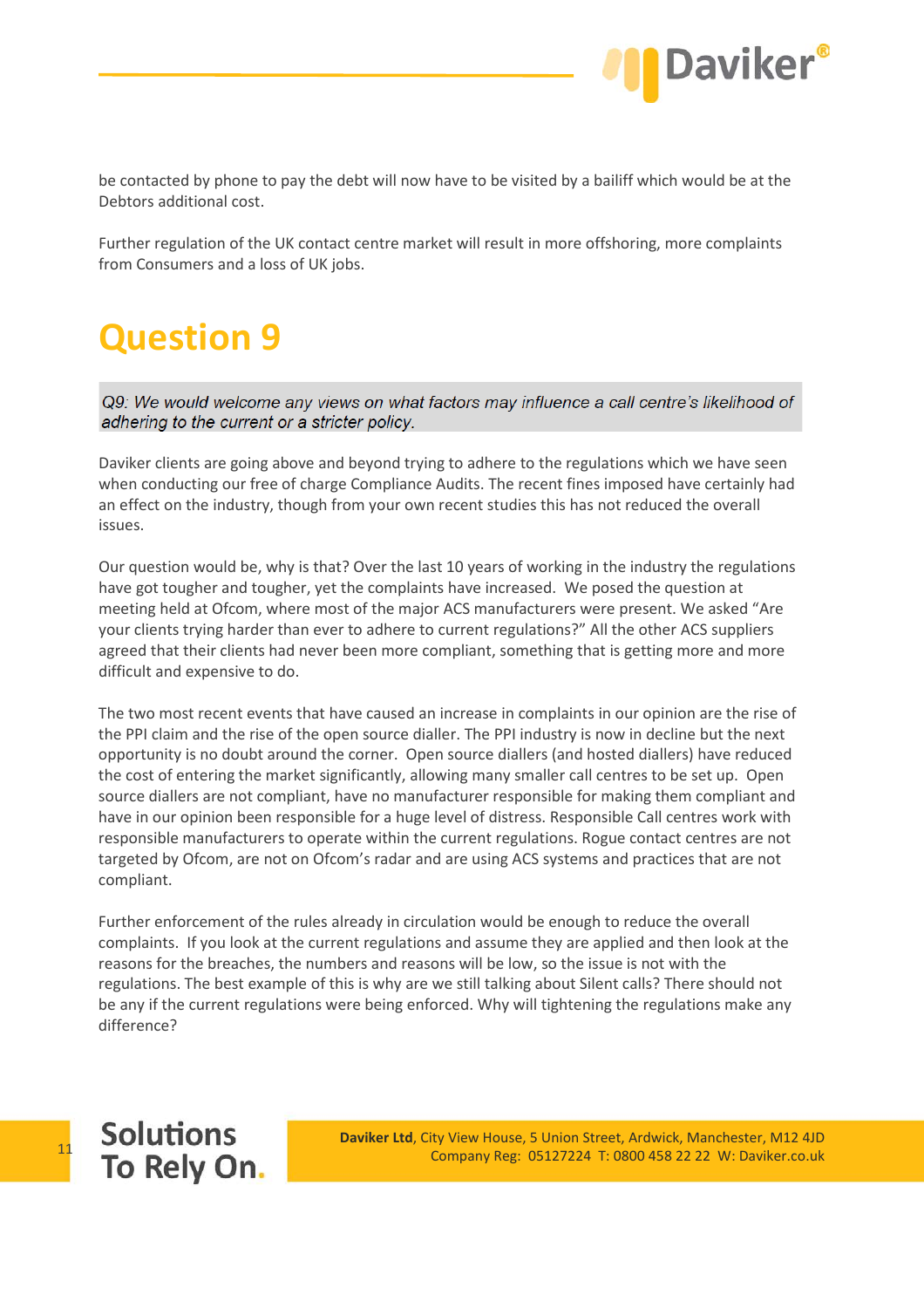be contacted by phone to pay the debt will now have to be visited by a bailiff which would be at the Debtors additional cost.

Further regulation of the UK contact centre market will result in more offshoring, more complaints from Consumers and a loss of UK jobs.

# Question 9

*Q9: We would welcome any views on what factors may influence a call centre's likelihood of adhering to the current or a stricter policy.*

Daviker clients are going above and beyond trying to adhere to the regulations which we have seen when conducting our free of charge Compliance Audits. The recent fines imposed have certainly had an effect on the industry, though from your own recent studies this has not reduced the overall issues.

Our question would be, why is that? Over the last 10 years of working in the industry the regulations have got tougher and tougher, yet the complaints have increased. We posed the question at meeting held at Ofcom, where most of the major ACS manufacturers were present. We asked "Are your clients trying harder than ever to adhere to current regulations?" All the other ACS suppliers agreed that their clients had never been more compliant, something that is getting more and more difficult and expensive to do.

The two most recent events that have caused an increase in complaints in our opinion are the rise of the PPI claim and the rise of the open source dialler. The PPI industry is now in decline but the next opportunity is no doubt around the corner. Open source diallers (and hosted diallers) have reduced the cost of entering the market significantly, allowing many smaller call centres to be set up. Open source diallers are not compliant, have no manufacturer responsible for making them compliant and have in our opinion been responsible for a huge level of distress. Responsible Call centres work with responsible manufacturers to operate within the current regulations. Rogue contact centres are not targeted by Ofcom, are not on Ofcom's radar and are using ACS systems and practices that are not compliant.

Further enforcement of the rules already in circulation would be enough to reduce the overall complaints. If you look at the current regulations and assume they are applied and then look at the reasons for the breaches, the numbers and reasons will be low, so the issue is not with the regulations. The best example of this is why are we still talking about Silent calls? There should not be any if the current regulations were being enforced. Why will tightening the regulations make any difference?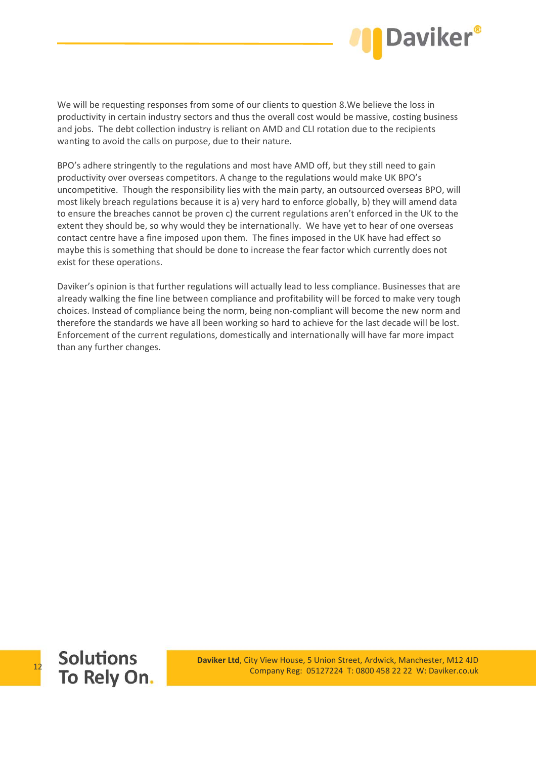We will be requesting responses from some of our clients to question 8.We believe the loss in productivity in certain industry sectors and thus the overall cost would be massive, costing business and jobs.  The debt collection industry is reliant on AMD and CLI rotation due to the recipients wanting to avoid the calls on purpose, due to their nature.

BPO's adhere stringently to the regulations and most have AMD off, but they still need to gain productivity over overseas competitors. A change to the regulations would make UK BPO's uncompetitive.  Though the responsibility lies with the main party, an outsourced overseas BPO, will most likely breach regulations because it is a) very hard to enforce globally, b) they will amend data to ensure the breaches cannot be proven c) the current regulations aren't enforced in the UK to the extent they should be, so why would they be internationally.  We have yet to hear of one overseas contact centre have a fine imposed upon them.  The fines imposed in the UK have had effect so maybe this is something that should be done to increase the fear factor which currently does not exist for these operations.

Daviker's opinion is that further regulations will actually lead to less compliance. Businesses that are already walking the fine line between compliance and profitability will be forced to make very tough choices. Instead of compliance being the norm, being non-compliant will become the new norm and therefore the standards we have all been working so hard to achieve for the last decade will be lost. Enforcement of the current regulations, domestically and internationally will have far more impact than any further changes.